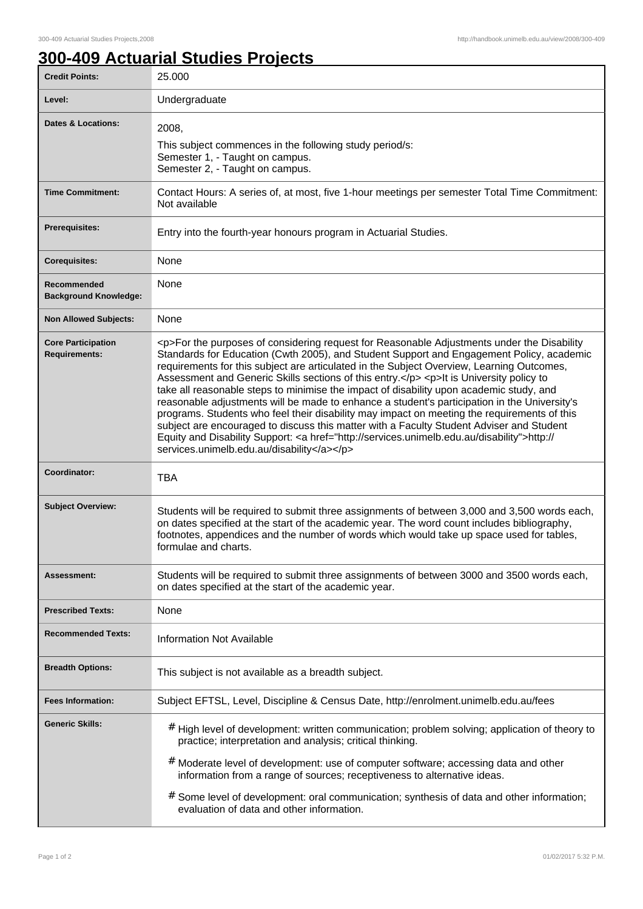# 300-409 Actuarial Studies Projects

| | |
|---|---|
| **Credit Points:** | 25.000 |
| **Level:** | Undergraduate |
| **Dates & Locations:** | 2008,<br>This subject commences in the following study period/s:<br>Semester 1, - Taught on campus.<br>Semester 2, - Taught on campus. |
| **Time Commitment:** | Contact Hours: A series of, at most, five 1-hour meetings per semester Total Time Commitment: Not available |
| **Prerequisites:** | Entry into the fourth-year honours program in Actuarial Studies. |
| **Corequisites:** | None |
| **Recommended Background Knowledge:** | None |
| **Non Allowed Subjects:** | None |
| **Core Participation Requirements:** | <p>For the purposes of considering request for Reasonable Adjustments under the Disability Standards for Education (Cwth 2005), and Student Support and Engagement Policy, academic requirements for this subject are articulated in the Subject Overview, Learning Outcomes, Assessment and Generic Skills sections of this entry.</p> <p>It is University policy to take all reasonable steps to minimise the impact of disability upon academic study, and reasonable adjustments will be made to enhance a student's participation in the University's programs. Students who feel their disability may impact on meeting the requirements of this subject are encouraged to discuss this matter with a Faculty Student Adviser and Student Equity and Disability Support: <a href="http://services.unimelb.edu.au/disability">http://services.unimelb.edu.au/disability</a></p> |
| **Coordinator:** | TBA |
| **Subject Overview:** | Students will be required to submit three assignments of between 3,000 and 3,500 words each, on dates specified at the start of the academic year. The word count includes bibliography, footnotes, appendices and the number of words which would take up space used for tables, formulae and charts. |
| **Assessment:** | Students will be required to submit three assignments of between 3000 and 3500 words each, on dates specified at the start of the academic year. |
| **Prescribed Texts:** | None |
| **Recommended Texts:** | Information Not Available |
| **Breadth Options:** | This subject is not available as a breadth subject. |
| **Fees Information:** | Subject EFTSL, Level, Discipline & Census Date, http://enrolment.unimelb.edu.au/fees |
| **Generic Skills:** | # High level of development: written communication; problem solving; application of theory to practice; interpretation and analysis; critical thinking.<br># Moderate level of development: use of computer software; accessing data and other information from a range of sources; receptiveness to alternative ideas.<br># Some level of development: oral communication; synthesis of data and other information; evaluation of data and other information. |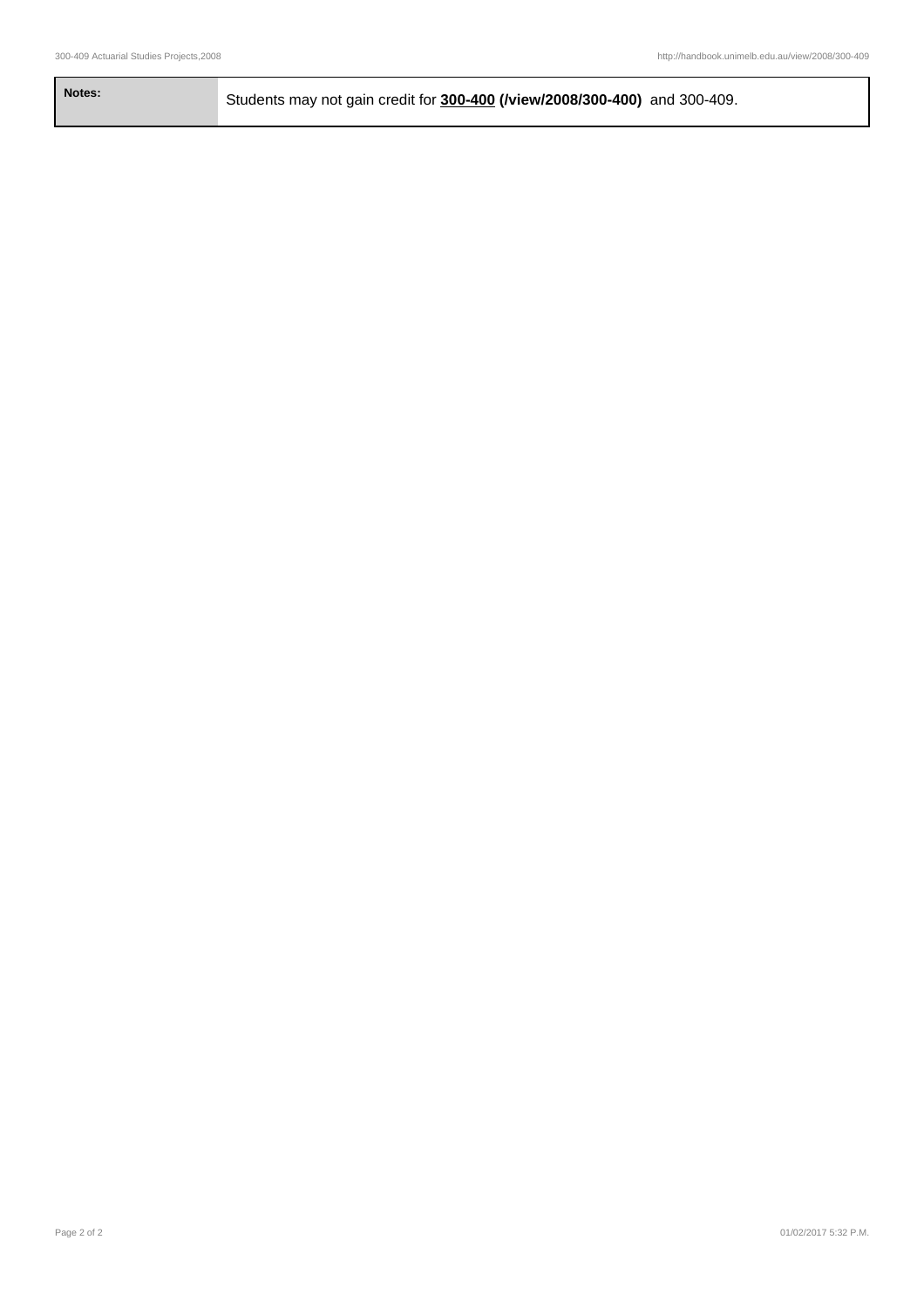| | |
|---|---|
| **Notes:** | Students may not gain credit for **300-400 (/view/2008/300-400)** and 300-409. |